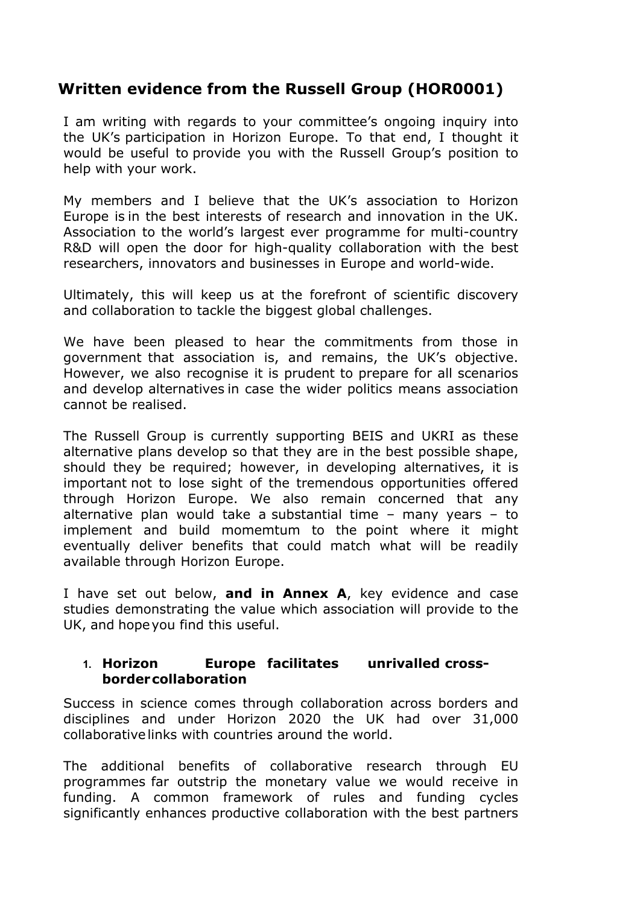# Written evidence from the Russell Group (HOR0001)

I am writing with regards to your committee's ongoing inquiry into the UK's participation in Horizon Europe. To that end, I thought it would be useful to provide you with the Russell Group's position to help with your work.

My members and I believe that the UK's association to Horizon Europe is in the best interests of research and innovation in the UK. Association to the world's largest ever programme for multi-country R&D will open the door for high-quality collaboration with the best researchers, innovators and businesses in Europe and world-wide.

Ultimately, this will keep us at the forefront of scientific discovery and collaboration to tackle the biggest global challenges.

We have been pleased to hear the commitments from those in government that association is, and remains, the UK's objective. However, we also recognise it is prudent to prepare for all scenarios and develop alternatives in case the wider politics means association cannot be realised.

The Russell Group is currently supporting BEIS and UKRI as these alternative plans develop so that they are in the best possible shape, should they be required; however, in developing alternatives, it is important not to lose sight of the tremendous opportunities offered through Horizon Europe. We also remain concerned that any alternative plan would take a substantial time – many years – to implement and build momemtum to the point where it might eventually deliver benefits that could match what will be readily available through Horizon Europe.

I have set out below, **and in Annex A**, key evidence and case studies demonstrating the value which association will provide to the UK, and hope you find this useful.

1. **Horizon Europe facilitates unrivalled cross-border collaboration**

Success in science comes through collaboration across borders and disciplines and under Horizon 2020 the UK had over 31,000 collaborative links with countries around the world.

The additional benefits of collaborative research through EU programmes far outstrip the monetary value we would receive in funding. A common framework of rules and funding cycles significantly enhances productive collaboration with the best partners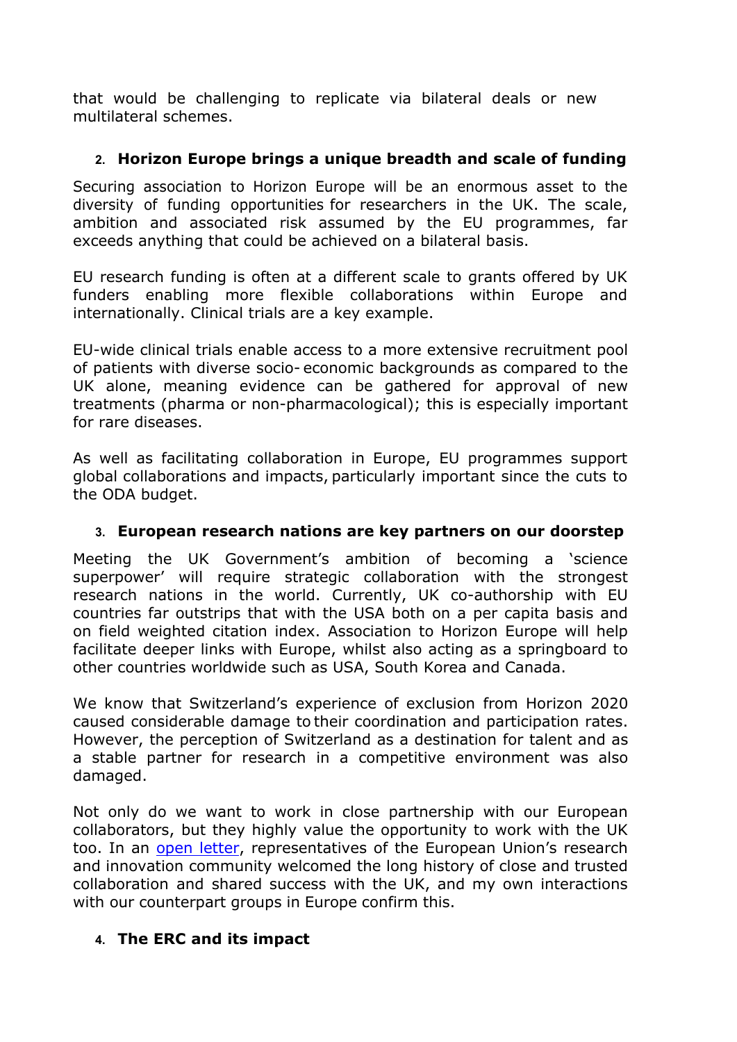that would be challenging to replicate via bilateral deals or new multilateral schemes.

## 2. Horizon Europe brings a unique breadth and scale of funding

Securing association to Horizon Europe will be an enormous asset to the diversity of funding opportunities for researchers in the UK. The scale, ambition and associated risk assumed by the EU programmes, far exceeds anything that could be achieved on a bilateral basis.

EU research funding is often at a different scale to grants offered by UK funders enabling more flexible collaborations within Europe and internationally. Clinical trials are a key example.

EU-wide clinical trials enable access to a more extensive recruitment pool of patients with diverse socio- economic backgrounds as compared to the UK alone, meaning evidence can be gathered for approval of new treatments (pharma or non-pharmacological); this is especially important for rare diseases.

As well as facilitating collaboration in Europe, EU programmes support global collaborations and impacts, particularly important since the cuts to the ODA budget.

## 3. European research nations are key partners on our doorstep

Meeting the UK Government's ambition of becoming a 'science superpower' will require strategic collaboration with the strongest research nations in the world. Currently, UK co-authorship with EU countries far outstrips that with the USA both on a per capita basis and on field weighted citation index. Association to Horizon Europe will help facilitate deeper links with Europe, whilst also acting as a springboard to other countries worldwide such as USA, South Korea and Canada.

We know that Switzerland's experience of exclusion from Horizon 2020 caused considerable damage to their coordination and participation rates. However, the perception of Switzerland as a destination for talent and as a stable partner for research in a competitive environment was also damaged.

Not only do we want to work in close partnership with our European collaborators, but they highly value the opportunity to work with the UK too. In an open letter, representatives of the European Union's research and innovation community welcomed the long history of close and trusted collaboration and shared success with the UK, and my own interactions with our counterpart groups in Europe confirm this.

## 4. The ERC and its impact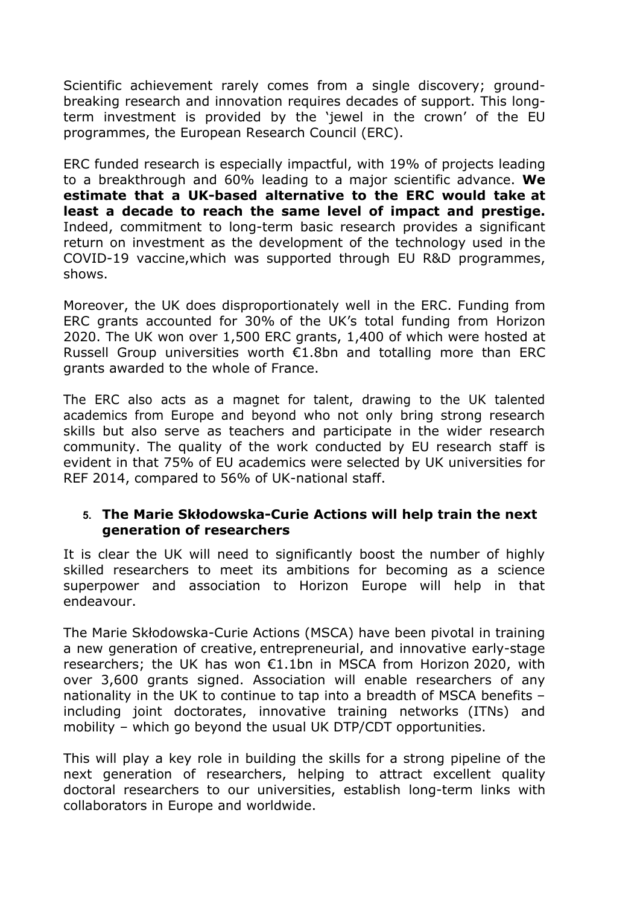Scientific achievement rarely comes from a single discovery; ground-breaking research and innovation requires decades of support. This long-term investment is provided by the 'jewel in the crown' of the EU programmes, the European Research Council (ERC).

ERC funded research is especially impactful, with 19% of projects leading to a breakthrough and 60% leading to a major scientific advance. **We estimate that a UK-based alternative to the ERC would take at least a decade to reach the same level of impact and prestige.** Indeed, commitment to long-term basic research provides a significant return on investment as the development of the technology used in the COVID-19 vaccine,which was supported through EU R&D programmes, shows.

Moreover, the UK does disproportionately well in the ERC. Funding from ERC grants accounted for 30% of the UK's total funding from Horizon 2020. The UK won over 1,500 ERC grants, 1,400 of which were hosted at Russell Group universities worth €1.8bn and totalling more than ERC grants awarded to the whole of France.

The ERC also acts as a magnet for talent, drawing to the UK talented academics from Europe and beyond who not only bring strong research skills but also serve as teachers and participate in the wider research community. The quality of the work conducted by EU research staff is evident in that 75% of EU academics were selected by UK universities for REF 2014, compared to 56% of UK-national staff.

## 5. The Marie Skłodowska-Curie Actions will help train the next generation of researchers

It is clear the UK will need to significantly boost the number of highly skilled researchers to meet its ambitions for becoming as a science superpower and association to Horizon Europe will help in that endeavour.

The Marie Skłodowska-Curie Actions (MSCA) have been pivotal in training a new generation of creative, entrepreneurial, and innovative early-stage researchers; the UK has won €1.1bn in MSCA from Horizon 2020, with over 3,600 grants signed. Association will enable researchers of any nationality in the UK to continue to tap into a breadth of MSCA benefits – including joint doctorates, innovative training networks (ITNs) and mobility – which go beyond the usual UK DTP/CDT opportunities.

This will play a key role in building the skills for a strong pipeline of the next generation of researchers, helping to attract excellent quality doctoral researchers to our universities, establish long-term links with collaborators in Europe and worldwide.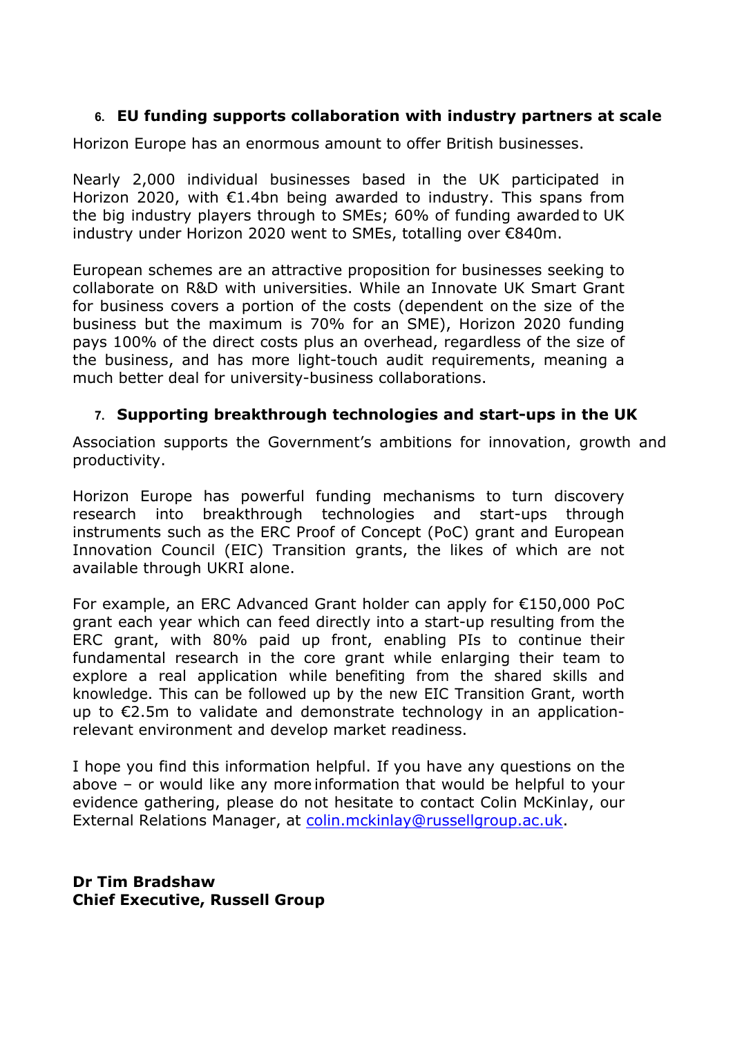## 6. EU funding supports collaboration with industry partners at scale

Horizon Europe has an enormous amount to offer British businesses.

Nearly 2,000 individual businesses based in the UK participated in Horizon 2020, with €1.4bn being awarded to industry. This spans from the big industry players through to SMEs; 60% of funding awarded to UK industry under Horizon 2020 went to SMEs, totalling over €840m.

European schemes are an attractive proposition for businesses seeking to collaborate on R&D with universities. While an Innovate UK Smart Grant for business covers a portion of the costs (dependent on the size of the business but the maximum is 70% for an SME), Horizon 2020 funding pays 100% of the direct costs plus an overhead, regardless of the size of the business, and has more light-touch audit requirements, meaning a much better deal for university-business collaborations.

## 7. Supporting breakthrough technologies and start-ups in the UK

Association supports the Government's ambitions for innovation, growth and productivity.

Horizon Europe has powerful funding mechanisms to turn discovery research into breakthrough technologies and start-ups through instruments such as the ERC Proof of Concept (PoC) grant and European Innovation Council (EIC) Transition grants, the likes of which are not available through UKRI alone.

For example, an ERC Advanced Grant holder can apply for €150,000 PoC grant each year which can feed directly into a start-up resulting from the ERC grant, with 80% paid up front, enabling PIs to continue their fundamental research in the core grant while enlarging their team to explore a real application while benefiting from the shared skills and knowledge. This can be followed up by the new EIC Transition Grant, worth up to €2.5m to validate and demonstrate technology in an application-relevant environment and develop market readiness.

I hope you find this information helpful. If you have any questions on the above – or would like any more information that would be helpful to your evidence gathering, please do not hesitate to contact Colin McKinlay, our External Relations Manager, at [colin.mckinlay@russellgroup.ac.uk](mailto:colin.mckinlay@russellgroup.ac.uk).

**Dr Tim Bradshaw**
**Chief Executive, Russell Group**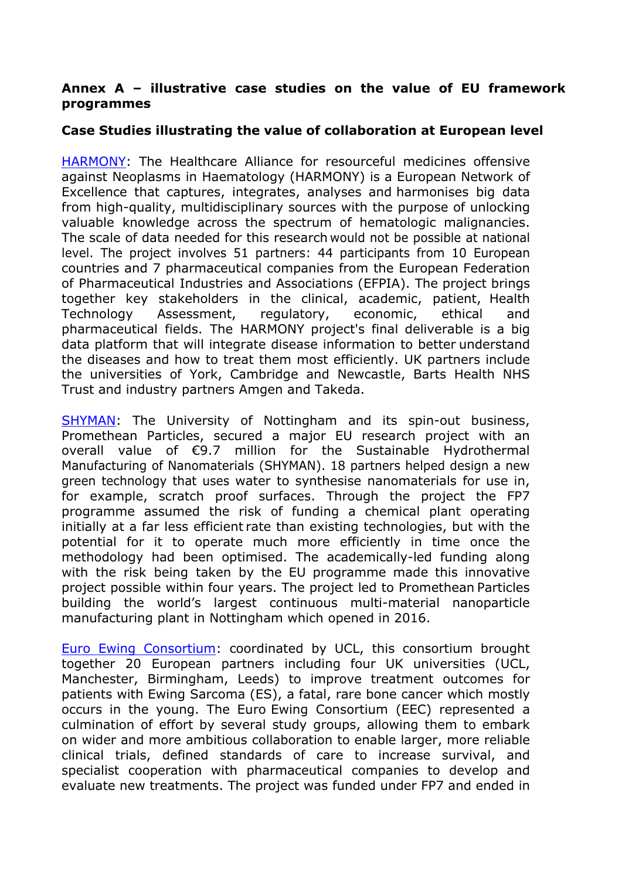**Annex A – illustrative case studies on the value of EU framework programmes**

**Case Studies illustrating the value of collaboration at European level**

HARMONY: The Healthcare Alliance for resourceful medicines offensive against Neoplasms in Haematology (HARMONY) is a European Network of Excellence that captures, integrates, analyses and harmonises big data from high-quality, multidisciplinary sources with the purpose of unlocking valuable knowledge across the spectrum of hematologic malignancies. The scale of data needed for this research would not be possible at national level. The project involves 51 partners: 44 participants from 10 European countries and 7 pharmaceutical companies from the European Federation of Pharmaceutical Industries and Associations (EFPIA). The project brings together key stakeholders in the clinical, academic, patient, Health Technology Assessment, regulatory, economic, ethical and pharmaceutical fields. The HARMONY project's final deliverable is a big data platform that will integrate disease information to better understand the diseases and how to treat them most efficiently. UK partners include the universities of York, Cambridge and Newcastle, Barts Health NHS Trust and industry partners Amgen and Takeda.

SHYMAN: The University of Nottingham and its spin-out business, Promethean Particles, secured a major EU research project with an overall value of €9.7 million for the Sustainable Hydrothermal Manufacturing of Nanomaterials (SHYMAN). 18 partners helped design a new green technology that uses water to synthesise nanomaterials for use in, for example, scratch proof surfaces. Through the project the FP7 programme assumed the risk of funding a chemical plant operating initially at a far less efficient rate than existing technologies, but with the potential for it to operate much more efficiently in time once the methodology had been optimised. The academically-led funding along with the risk being taken by the EU programme made this innovative project possible within four years. The project led to Promethean Particles building the world's largest continuous multi-material nanoparticle manufacturing plant in Nottingham which opened in 2016.

Euro Ewing Consortium: coordinated by UCL, this consortium brought together 20 European partners including four UK universities (UCL, Manchester, Birmingham, Leeds) to improve treatment outcomes for patients with Ewing Sarcoma (ES), a fatal, rare bone cancer which mostly occurs in the young. The Euro Ewing Consortium (EEC) represented a culmination of effort by several study groups, allowing them to embark on wider and more ambitious collaboration to enable larger, more reliable clinical trials, defined standards of care to increase survival, and specialist cooperation with pharmaceutical companies to develop and evaluate new treatments. The project was funded under FP7 and ended in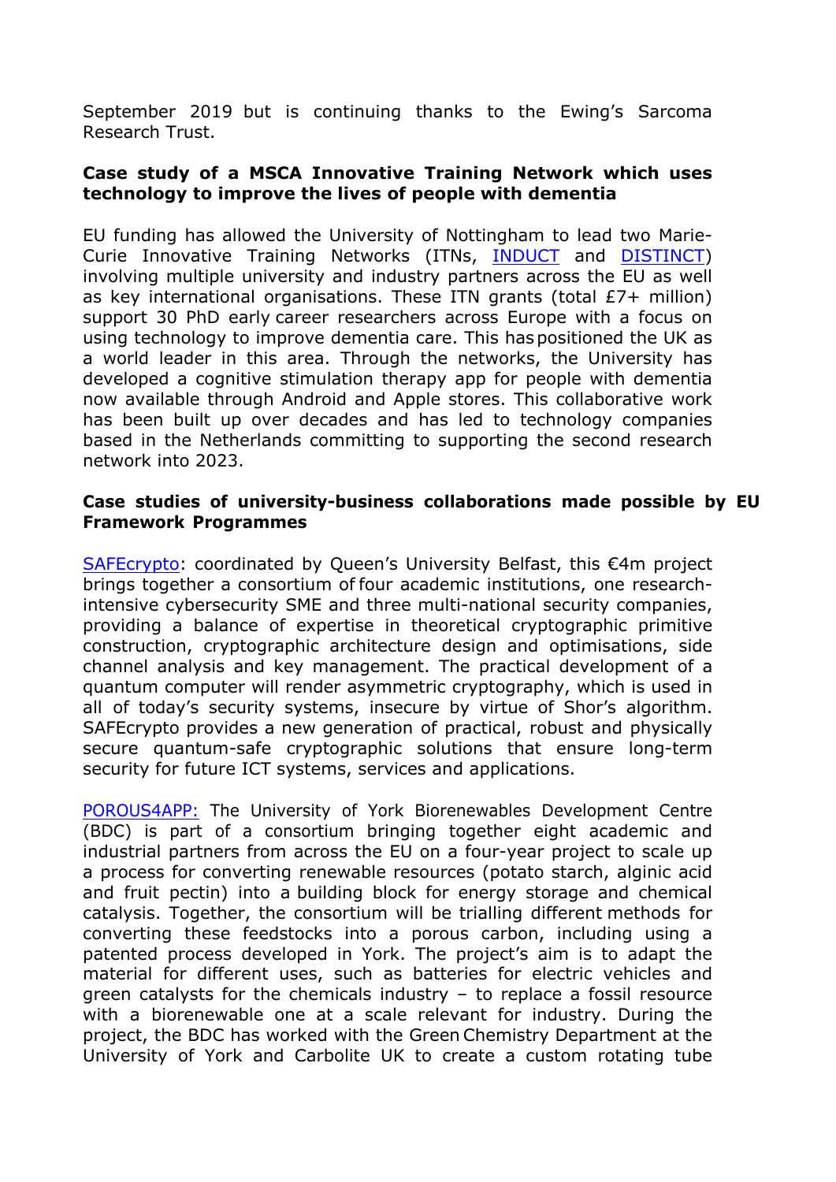September 2019 but is continuing thanks to the Ewing's Sarcoma Research Trust.

**Case study of a MSCA Innovative Training Network which uses technology to improve the lives of people with dementia**

EU funding has allowed the University of Nottingham to lead two Marie-Curie Innovative Training Networks (ITNs, INDUCT and DISTINCT) involving multiple university and industry partners across the EU as well as key international organisations. These ITN grants (total £7+ million) support 30 PhD early career researchers across Europe with a focus on using technology to improve dementia care. This has positioned the UK as a world leader in this area. Through the networks, the University has developed a cognitive stimulation therapy app for people with dementia now available through Android and Apple stores. This collaborative work has been built up over decades and has led to technology companies based in the Netherlands committing to supporting the second research network into 2023.

**Case studies of university-business collaborations made possible by EU Framework Programmes**

SAFEcrypto: coordinated by Queen's University Belfast, this €4m project brings together a consortium of four academic institutions, one research-intensive cybersecurity SME and three multi-national security companies, providing a balance of expertise in theoretical cryptographic primitive construction, cryptographic architecture design and optimisations, side channel analysis and key management. The practical development of a quantum computer will render asymmetric cryptography, which is used in all of today's security systems, insecure by virtue of Shor's algorithm. SAFEcrypto provides a new generation of practical, robust and physically secure quantum-safe cryptographic solutions that ensure long-term security for future ICT systems, services and applications.

POROUS4APP: The University of York Biorenewables Development Centre (BDC) is part of a consortium bringing together eight academic and industrial partners from across the EU on a four-year project to scale up a process for converting renewable resources (potato starch, alginic acid and fruit pectin) into a building block for energy storage and chemical catalysis. Together, the consortium will be trialling different methods for converting these feedstocks into a porous carbon, including using a patented process developed in York. The project's aim is to adapt the material for different uses, such as batteries for electric vehicles and green catalysts for the chemicals industry – to replace a fossil resource with a biorenewable one at a scale relevant for industry. During the project, the BDC has worked with the Green Chemistry Department at the University of York and Carbolite UK to create a custom rotating tube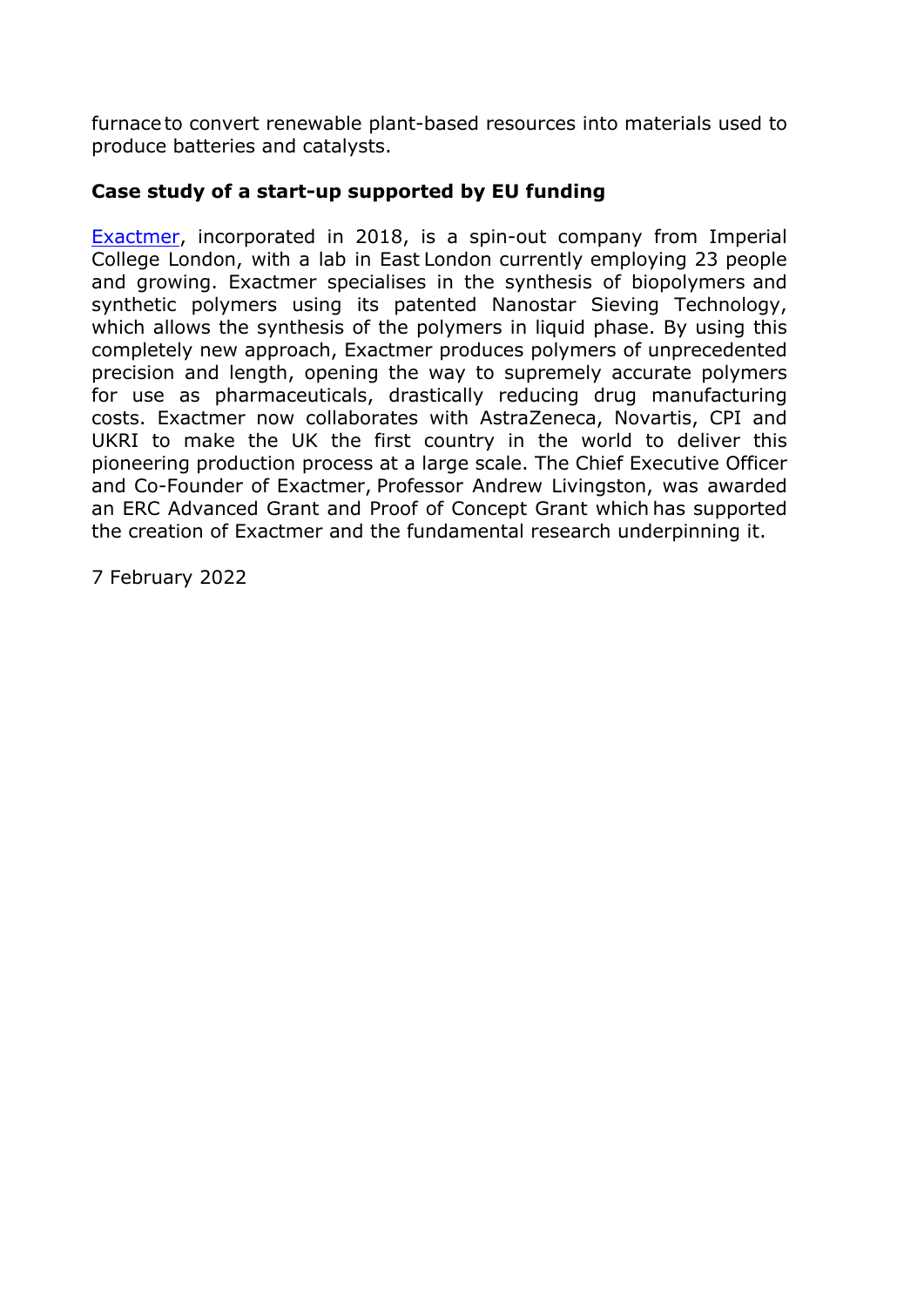furnace to convert renewable plant-based resources into materials used to produce batteries and catalysts.

**Case study of a start-up supported by EU funding**

Exactmer, incorporated in 2018, is a spin-out company from Imperial College London, with a lab in East London currently employing 23 people and growing. Exactmer specialises in the synthesis of biopolymers and synthetic polymers using its patented Nanostar Sieving Technology, which allows the synthesis of the polymers in liquid phase. By using this completely new approach, Exactmer produces polymers of unprecedented precision and length, opening the way to supremely accurate polymers for use as pharmaceuticals, drastically reducing drug manufacturing costs. Exactmer now collaborates with AstraZeneca, Novartis, CPI and UKRI to make the UK the first country in the world to deliver this pioneering production process at a large scale. The Chief Executive Officer and Co-Founder of Exactmer, Professor Andrew Livingston, was awarded an ERC Advanced Grant and Proof of Concept Grant which has supported the creation of Exactmer and the fundamental research underpinning it.

7 February 2022